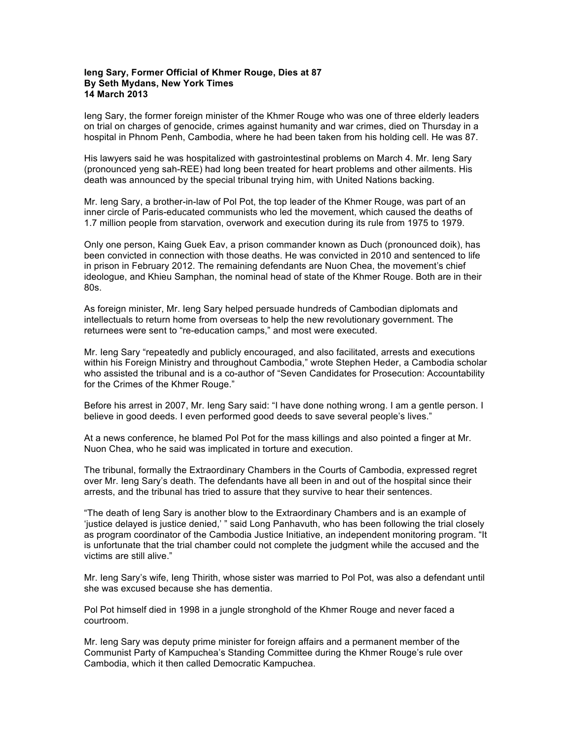**Ieng Sary, Former Official of Khmer Rouge, Dies at 87**
**By Seth Mydans, New York Times**
**14 March 2013**

Ieng Sary, the former foreign minister of the Khmer Rouge who was one of three elderly leaders on trial on charges of genocide, crimes against humanity and war crimes, died on Thursday in a hospital in Phnom Penh, Cambodia, where he had been taken from his holding cell. He was 87.

His lawyers said he was hospitalized with gastrointestinal problems on March 4. Mr. Ieng Sary (pronounced yeng sah-REE) had long been treated for heart problems and other ailments. His death was announced by the special tribunal trying him, with United Nations backing.

Mr. Ieng Sary, a brother-in-law of Pol Pot, the top leader of the Khmer Rouge, was part of an inner circle of Paris-educated communists who led the movement, which caused the deaths of 1.7 million people from starvation, overwork and execution during its rule from 1975 to 1979.

Only one person, Kaing Guek Eav, a prison commander known as Duch (pronounced doik), has been convicted in connection with those deaths. He was convicted in 2010 and sentenced to life in prison in February 2012. The remaining defendants are Nuon Chea, the movement's chief ideologue, and Khieu Samphan, the nominal head of state of the Khmer Rouge. Both are in their 80s.

As foreign minister, Mr. Ieng Sary helped persuade hundreds of Cambodian diplomats and intellectuals to return home from overseas to help the new revolutionary government. The returnees were sent to "re-education camps," and most were executed.

Mr. Ieng Sary "repeatedly and publicly encouraged, and also facilitated, arrests and executions within his Foreign Ministry and throughout Cambodia," wrote Stephen Heder, a Cambodia scholar who assisted the tribunal and is a co-author of "Seven Candidates for Prosecution: Accountability for the Crimes of the Khmer Rouge."

Before his arrest in 2007, Mr. Ieng Sary said: "I have done nothing wrong. I am a gentle person. I believe in good deeds. I even performed good deeds to save several people's lives."

At a news conference, he blamed Pol Pot for the mass killings and also pointed a finger at Mr. Nuon Chea, who he said was implicated in torture and execution.

The tribunal, formally the Extraordinary Chambers in the Courts of Cambodia, expressed regret over Mr. Ieng Sary's death. The defendants have all been in and out of the hospital since their arrests, and the tribunal has tried to assure that they survive to hear their sentences.

"The death of Ieng Sary is another blow to the Extraordinary Chambers and is an example of 'justice delayed is justice denied,' " said Long Panhavuth, who has been following the trial closely as program coordinator of the Cambodia Justice Initiative, an independent monitoring program. "It is unfortunate that the trial chamber could not complete the judgment while the accused and the victims are still alive."

Mr. Ieng Sary's wife, Ieng Thirith, whose sister was married to Pol Pot, was also a defendant until she was excused because she has dementia.

Pol Pot himself died in 1998 in a jungle stronghold of the Khmer Rouge and never faced a courtroom.

Mr. Ieng Sary was deputy prime minister for foreign affairs and a permanent member of the Communist Party of Kampuchea's Standing Committee during the Khmer Rouge's rule over Cambodia, which it then called Democratic Kampuchea.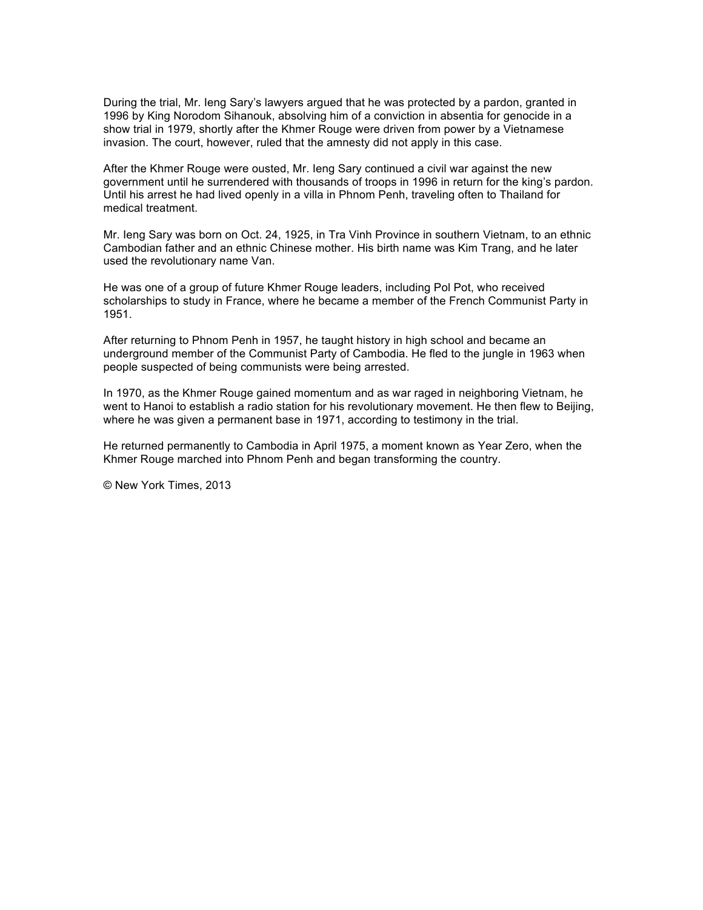During the trial, Mr. Ieng Sary's lawyers argued that he was protected by a pardon, granted in 1996 by King Norodom Sihanouk, absolving him of a conviction in absentia for genocide in a show trial in 1979, shortly after the Khmer Rouge were driven from power by a Vietnamese invasion. The court, however, ruled that the amnesty did not apply in this case.

After the Khmer Rouge were ousted, Mr. Ieng Sary continued a civil war against the new government until he surrendered with thousands of troops in 1996 in return for the king's pardon. Until his arrest he had lived openly in a villa in Phnom Penh, traveling often to Thailand for medical treatment.

Mr. Ieng Sary was born on Oct. 24, 1925, in Tra Vinh Province in southern Vietnam, to an ethnic Cambodian father and an ethnic Chinese mother. His birth name was Kim Trang, and he later used the revolutionary name Van.

He was one of a group of future Khmer Rouge leaders, including Pol Pot, who received scholarships to study in France, where he became a member of the French Communist Party in 1951.

After returning to Phnom Penh in 1957, he taught history in high school and became an underground member of the Communist Party of Cambodia. He fled to the jungle in 1963 when people suspected of being communists were being arrested.

In 1970, as the Khmer Rouge gained momentum and as war raged in neighboring Vietnam, he went to Hanoi to establish a radio station for his revolutionary movement. He then flew to Beijing, where he was given a permanent base in 1971, according to testimony in the trial.

He returned permanently to Cambodia in April 1975, a moment known as Year Zero, when the Khmer Rouge marched into Phnom Penh and began transforming the country.

© New York Times, 2013